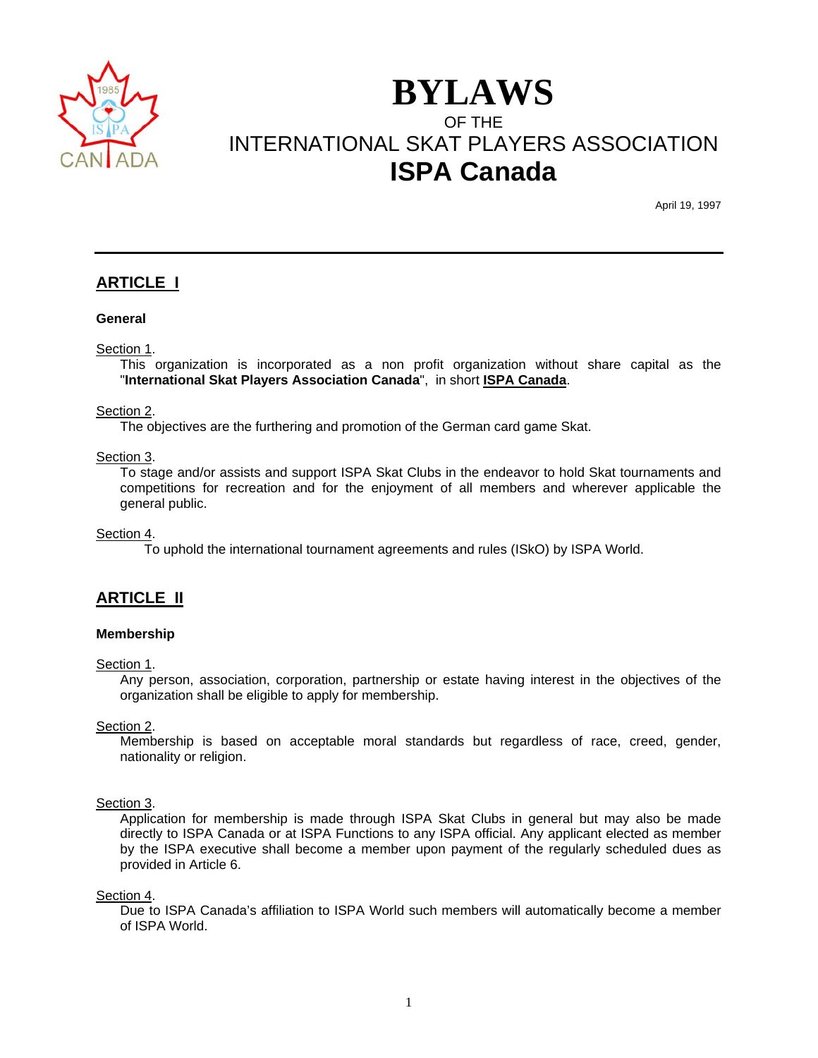# BYLAWS

OF THE

INTERNATIONAL SKAT PLAYERS ASSOCIATION

## ISPA Canada

April 19, 1997

---

## ARTICLE I

### General

Section 1.

This organization is incorporated as a non profit organization without share capital as the "**International Skat Players Association Canada**", in short **ISPA Canada**.

Section 2.

The objectives are the furthering and promotion of the German card game Skat.

Section 3.

To stage and/or assists and support ISPA Skat Clubs in the endeavor to hold Skat tournaments and competitions for recreation and for the enjoyment of all members and wherever applicable the general public.

Section 4.

To uphold the international tournament agreements and rules (ISkO) by ISPA World.

## ARTICLE II

### Membership

Section 1.

Any person, association, corporation, partnership or estate having interest in the objectives of the organization shall be eligible to apply for membership.

Section 2.

Membership is based on acceptable moral standards but regardless of race, creed, gender, nationality or religion.

Section 3.

Application for membership is made through ISPA Skat Clubs in general but may also be made directly to ISPA Canada or at ISPA Functions to any ISPA official. Any applicant elected as member by the ISPA executive shall become a member upon payment of the regularly scheduled dues as provided in Article 6.

Section 4.

Due to ISPA Canada's affiliation to ISPA World such members will automatically become a member of ISPA World.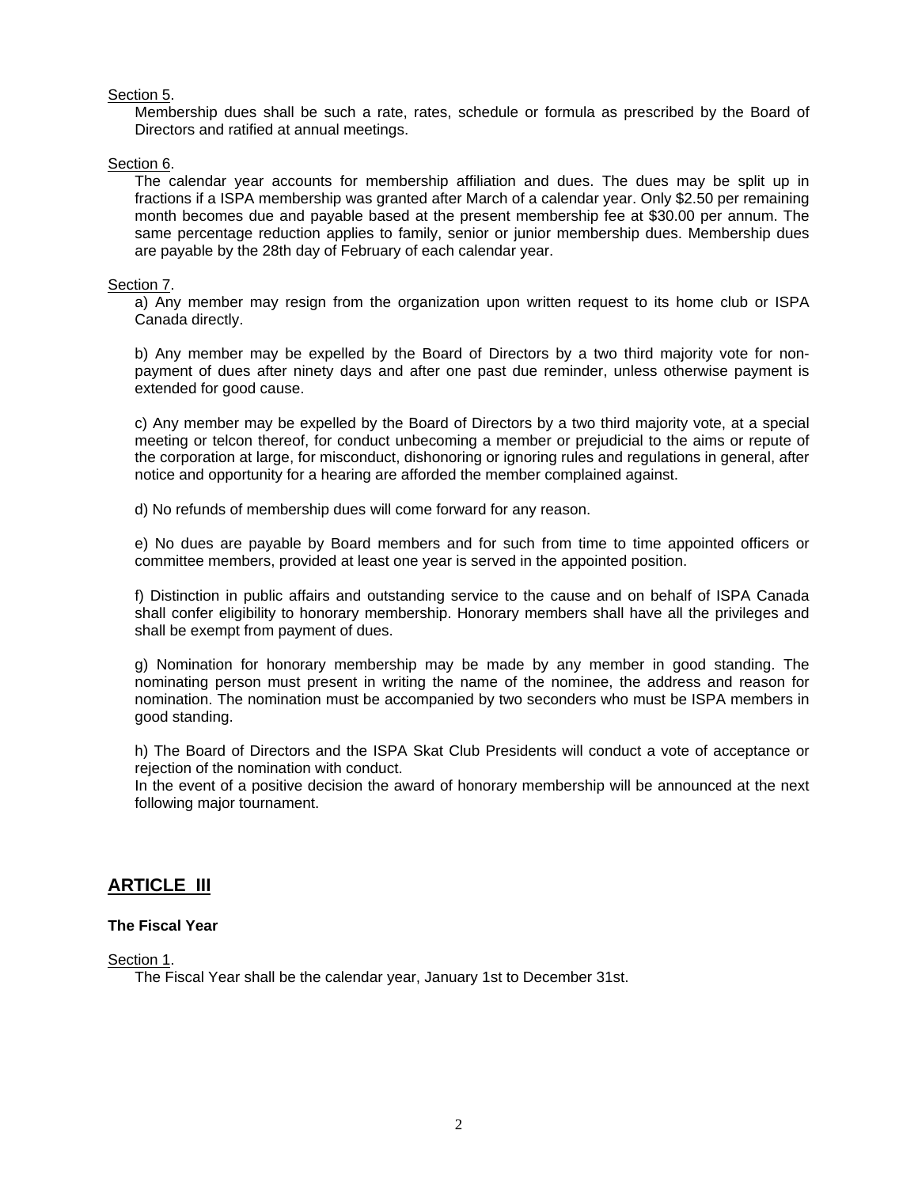Section 5.

Membership dues shall be such a rate, rates, schedule or formula as prescribed by the Board of Directors and ratified at annual meetings.

Section 6.

The calendar year accounts for membership affiliation and dues. The dues may be split up in fractions if a ISPA membership was granted after March of a calendar year. Only $2.50 per remaining month becomes due and payable based at the present membership fee at $30.00 per annum. The same percentage reduction applies to family, senior or junior membership dues. Membership dues are payable by the 28th day of February of each calendar year.

Section 7.

a) Any member may resign from the organization upon written request to its home club or ISPA Canada directly.

b) Any member may be expelled by the Board of Directors by a two third majority vote for non-payment of dues after ninety days and after one past due reminder, unless otherwise payment is extended for good cause.

c) Any member may be expelled by the Board of Directors by a two third majority vote, at a special meeting or telcon thereof, for conduct unbecoming a member or prejudicial to the aims or repute of the corporation at large, for misconduct, dishonoring or ignoring rules and regulations in general, after notice and opportunity for a hearing are afforded the member complained against.

d) No refunds of membership dues will come forward for any reason.

e) No dues are payable by Board members and for such from time to time appointed officers or committee members, provided at least one year is served in the appointed position.

f) Distinction in public affairs and outstanding service to the cause and on behalf of ISPA Canada shall confer eligibility to honorary membership. Honorary members shall have all the privileges and shall be exempt from payment of dues.

g) Nomination for honorary membership may be made by any member in good standing. The nominating person must present in writing the name of the nominee, the address and reason for nomination. The nomination must be accompanied by two seconders who must be ISPA members in good standing.

h) The Board of Directors and the ISPA Skat Club Presidents will conduct a vote of acceptance or rejection of the nomination with conduct.
In the event of a positive decision the award of honorary membership will be announced at the next following major tournament.

## ARTICLE III

**The Fiscal Year**

Section 1.

The Fiscal Year shall be the calendar year, January 1st to December 31st.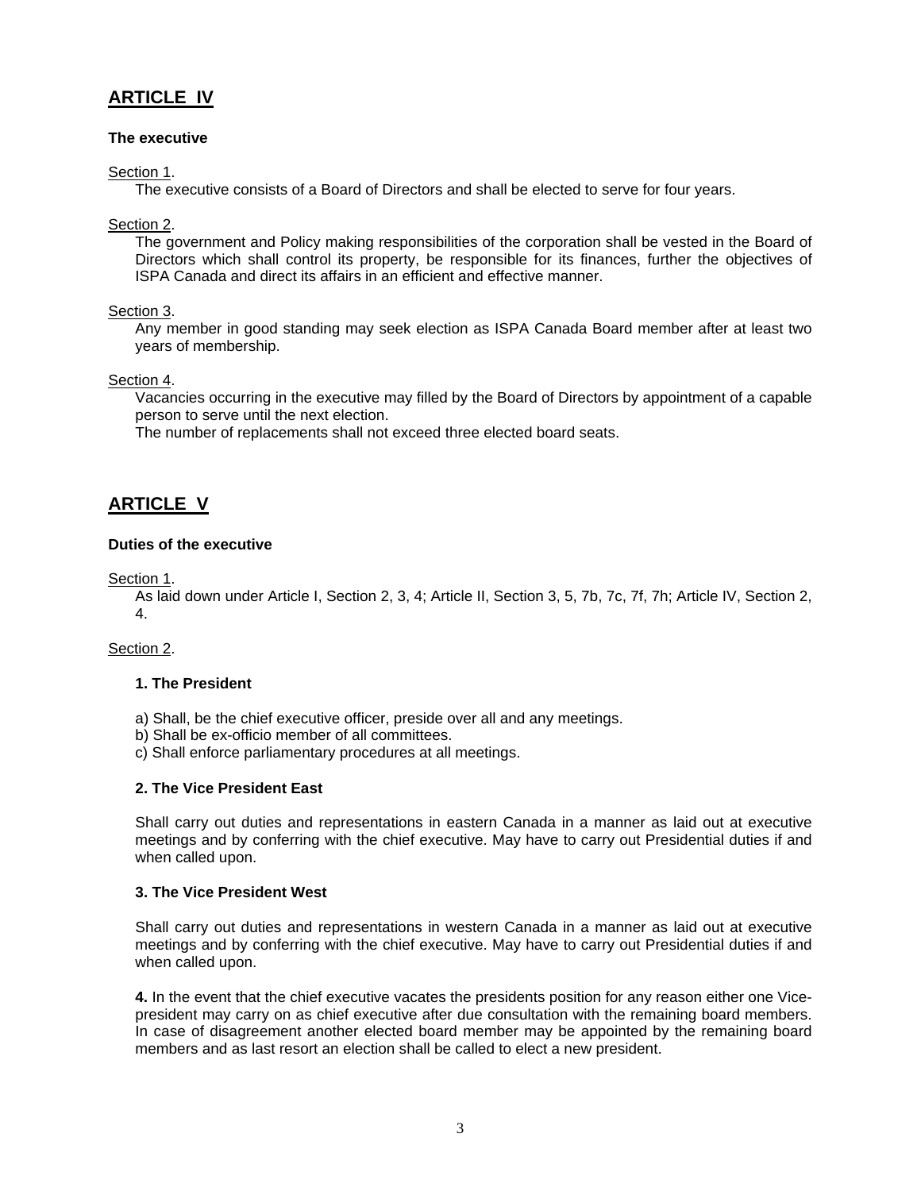## ARTICLE IV

**The executive**

Section 1.

The executive consists of a Board of Directors and shall be elected to serve for four years.

Section 2.

The government and Policy making responsibilities of the corporation shall be vested in the Board of Directors which shall control its property, be responsible for its finances, further the objectives of ISPA Canada and direct its affairs in an efficient and effective manner.

Section 3.

Any member in good standing may seek election as ISPA Canada Board member after at least two years of membership.

Section 4.

Vacancies occurring in the executive may filled by the Board of Directors by appointment of a capable person to serve until the next election.

The number of replacements shall not exceed three elected board seats.

## ARTICLE V

**Duties of the executive**

Section 1.

As laid down under Article I, Section 2, 3, 4; Article II, Section 3, 5, 7b, 7c, 7f, 7h; Article IV, Section 2, 4.

Section 2.

**1. The President**

a) Shall, be the chief executive officer, preside over all and any meetings.
b) Shall be ex-officio member of all committees.
c) Shall enforce parliamentary procedures at all meetings.

**2. The Vice President East**

Shall carry out duties and representations in eastern Canada in a manner as laid out at executive meetings and by conferring with the chief executive. May have to carry out Presidential duties if and when called upon.

**3. The Vice President West**

Shall carry out duties and representations in western Canada in a manner as laid out at executive meetings and by conferring with the chief executive. May have to carry out Presidential duties if and when called upon.

**4.** In the event that the chief executive vacates the presidents position for any reason either one Vice-president may carry on as chief executive after due consultation with the remaining board members. In case of disagreement another elected board member may be appointed by the remaining board members and as last resort an election shall be called to elect a new president.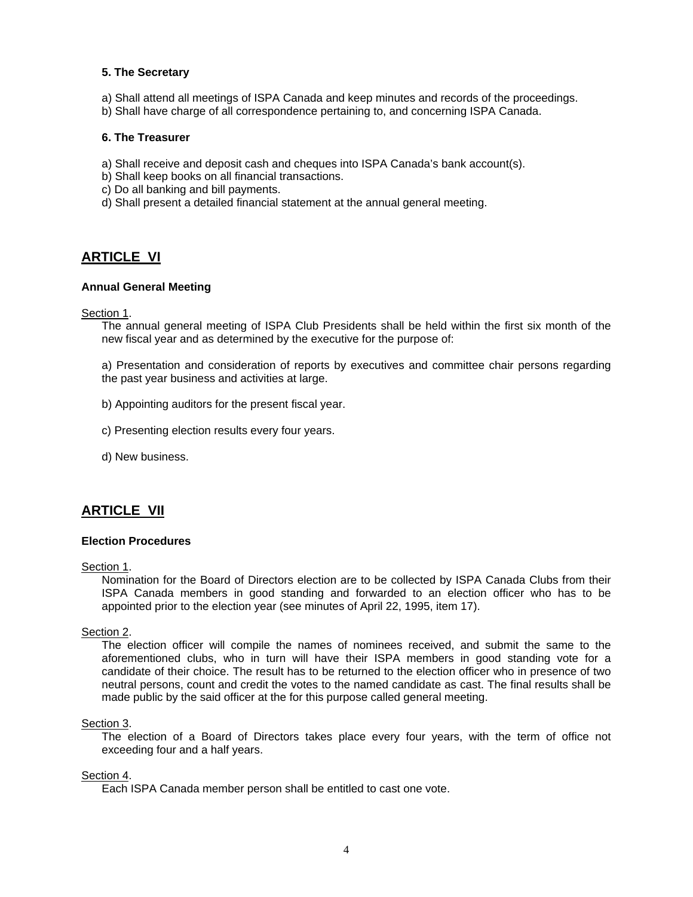**5. The Secretary**

a) Shall attend all meetings of ISPA Canada and keep minutes and records of the proceedings.
b) Shall have charge of all correspondence pertaining to, and concerning ISPA Canada.

**6. The Treasurer**

a) Shall receive and deposit cash and cheques into ISPA Canada's bank account(s).
b) Shall keep books on all financial transactions.
c) Do all banking and bill payments.
d) Shall present a detailed financial statement at the annual general meeting.

## ARTICLE VI

**Annual General Meeting**

Section 1.

The annual general meeting of ISPA Club Presidents shall be held within the first six month of the new fiscal year and as determined by the executive for the purpose of:

a) Presentation and consideration of reports by executives and committee chair persons regarding the past year business and activities at large.

b) Appointing auditors for the present fiscal year.

c) Presenting election results every four years.

d) New business.

## ARTICLE VII

**Election Procedures**

Section 1.

Nomination for the Board of Directors election are to be collected by ISPA Canada Clubs from their ISPA Canada members in good standing and forwarded to an election officer who has to be appointed prior to the election year (see minutes of April 22, 1995, item 17).

Section 2.

The election officer will compile the names of nominees received, and submit the same to the aforementioned clubs, who in turn will have their ISPA members in good standing vote for a candidate of their choice. The result has to be returned to the election officer who in presence of two neutral persons, count and credit the votes to the named candidate as cast. The final results shall be made public by the said officer at the for this purpose called general meeting.

Section 3.

The election of a Board of Directors takes place every four years, with the term of office not exceeding four and a half years.

Section 4.

Each ISPA Canada member person shall be entitled to cast one vote.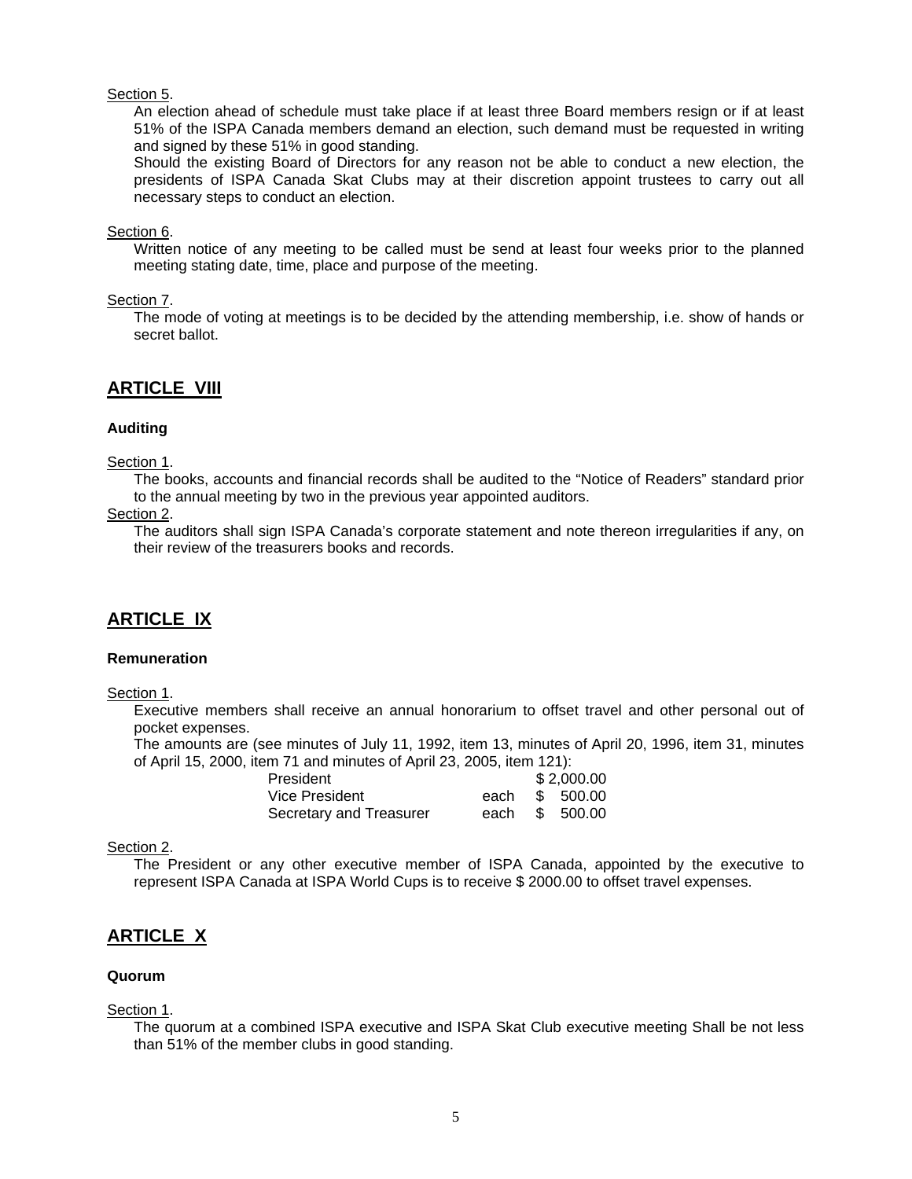Section 5.

An election ahead of schedule must take place if at least three Board members resign or if at least 51% of the ISPA Canada members demand an election, such demand must be requested in writing and signed by these 51% in good standing.

Should the existing Board of Directors for any reason not be able to conduct a new election, the presidents of ISPA Canada Skat Clubs may at their discretion appoint trustees to carry out all necessary steps to conduct an election.

Section 6.

Written notice of any meeting to be called must be send at least four weeks prior to the planned meeting stating date, time, place and purpose of the meeting.

Section 7.

The mode of voting at meetings is to be decided by the attending membership, i.e. show of hands or secret ballot.

## ARTICLE VIII

**Auditing**

Section 1.

The books, accounts and financial records shall be audited to the "Notice of Readers" standard prior to the annual meeting by two in the previous year appointed auditors.

Section 2.

The auditors shall sign ISPA Canada's corporate statement and note thereon irregularities if any, on their review of the treasurers books and records.

## ARTICLE IX

**Remuneration**

Section 1.

Executive members shall receive an annual honorarium to offset travel and other personal out of pocket expenses.

The amounts are (see minutes of July 11, 1992, item 13, minutes of April 20, 1996, item 31, minutes of April 15, 2000, item 71 and minutes of April 23, 2005, item 121):

| | | |
|---|---|---|
| President | | $ 2,000.00 |
| Vice President | each | $ 500.00 |
| Secretary and Treasurer | each | $ 500.00 |

Section 2.

The President or any other executive member of ISPA Canada, appointed by the executive to represent ISPA Canada at ISPA World Cups is to receive $ 2000.00 to offset travel expenses.

## ARTICLE X

**Quorum**

Section 1.

The quorum at a combined ISPA executive and ISPA Skat Club executive meeting Shall be not less than 51% of the member clubs in good standing.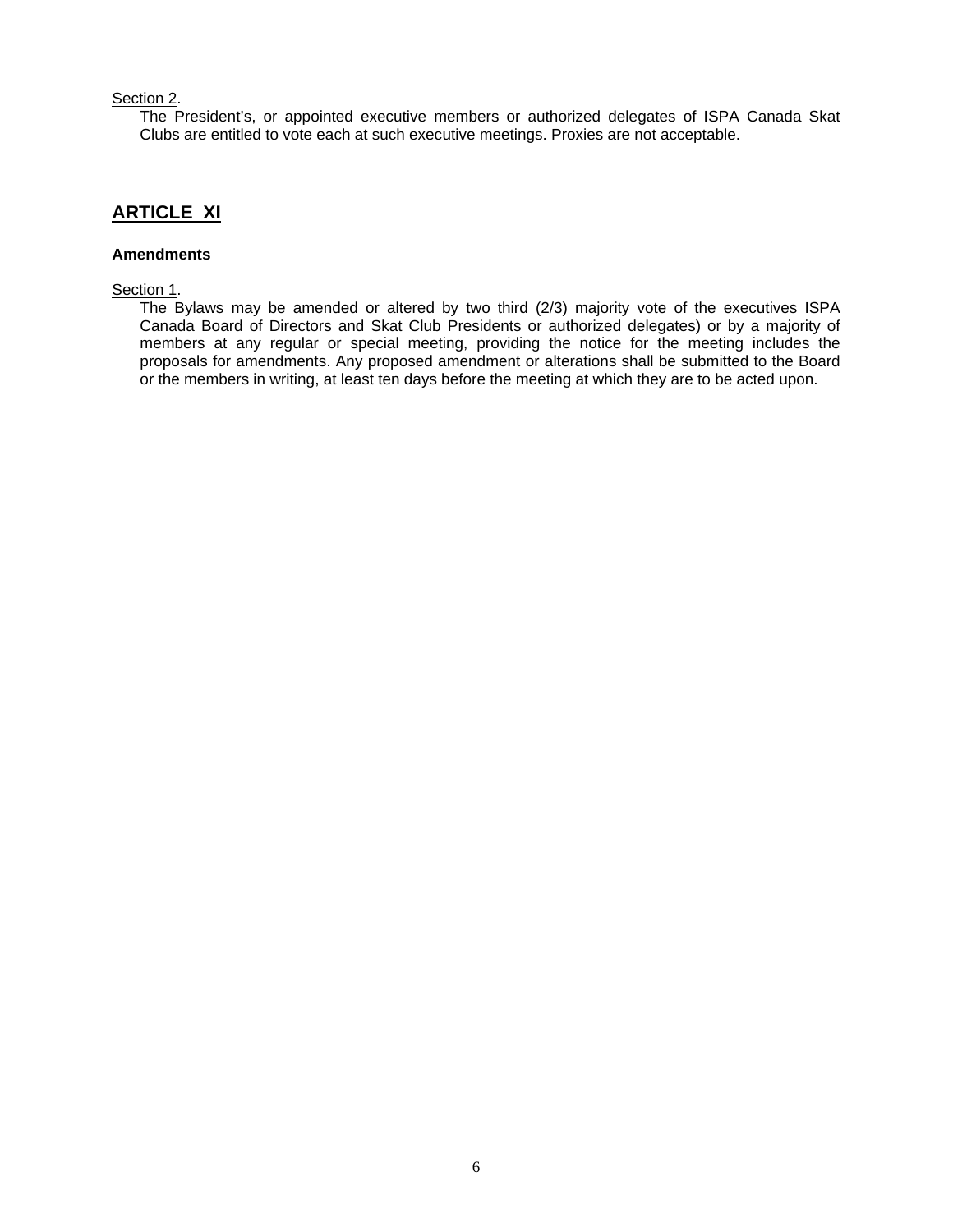Section 2.

The President's, or appointed executive members or authorized delegates of ISPA Canada Skat Clubs are entitled to vote each at such executive meetings. Proxies are not acceptable.

## ARTICLE XI

**Amendments**

Section 1.

The Bylaws may be amended or altered by two third (2/3) majority vote of the executives ISPA Canada Board of Directors and Skat Club Presidents or authorized delegates) or by a majority of members at any regular or special meeting, providing the notice for the meeting includes the proposals for amendments. Any proposed amendment or alterations shall be submitted to the Board or the members in writing, at least ten days before the meeting at which they are to be acted upon.